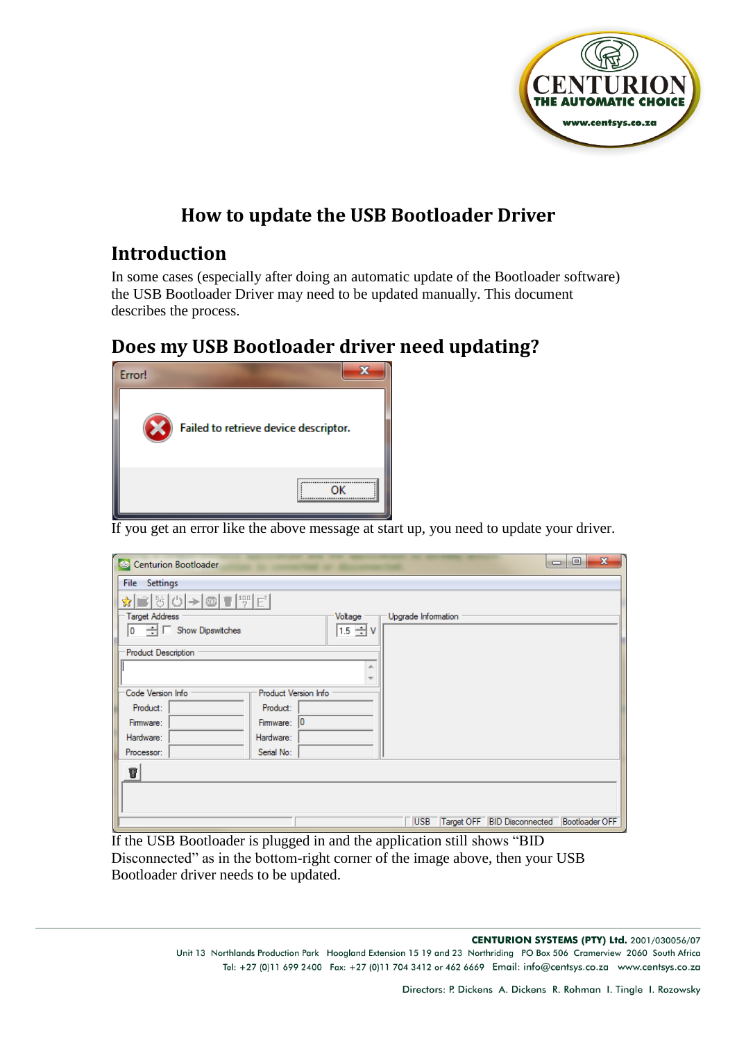# How to update the USB Bootloader Driver

## Introduction

In some cases (especially after doing an automatic update of the Bootloader software) the USB Bootloader Driver may need to be updated manually. This document describes the process.

## Does my USB Bootloader driver need updating?

If you get an error like the above message at start up, you need to update your driver.

If the USB Bootloader is plugged in and the application still shows "BID Disconnected" as in the bottom-right corner of the image above, then your USB Bootloader driver needs to be updated.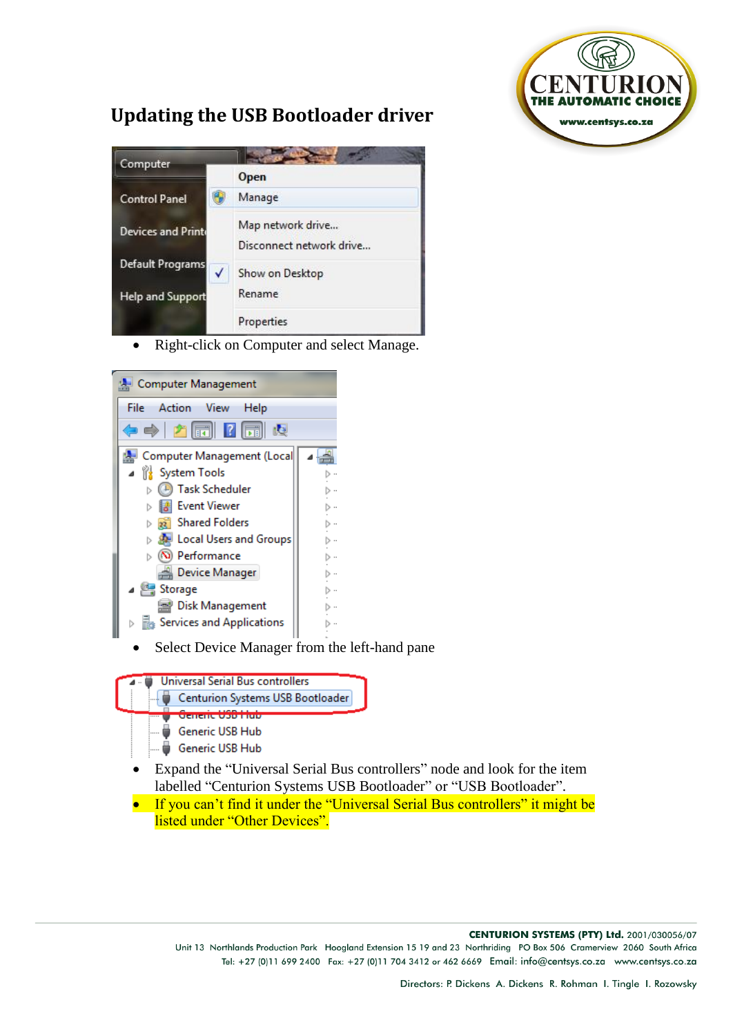# Updating the USB Bootloader driver

- Right-click on Computer and select Manage.

- Select Device Manager from the left-hand pane

- Expand the “Universal Serial Bus controllers” node and look for the item labelled “Centurion Systems USB Bootloader” or “USB Bootloader”.
- If you can’t find it under the “Universal Serial Bus controllers” it might be listed under “Other Devices”.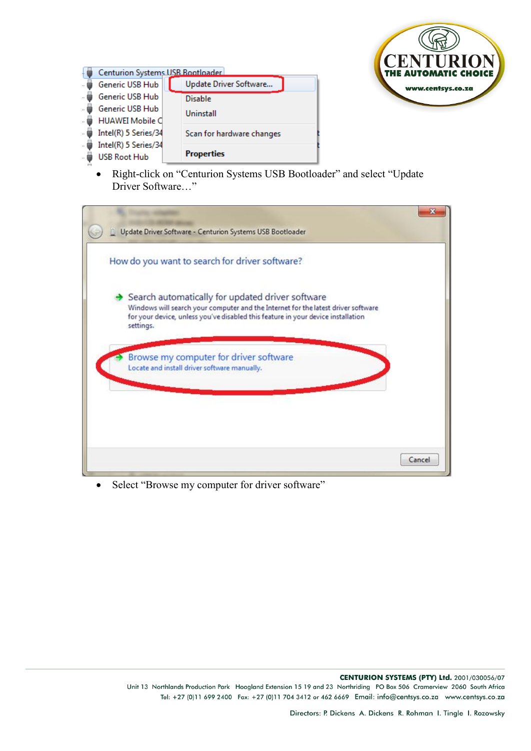- Right-click on "Centurion Systems USB Bootloader" and select "Update Driver Software…"

- Select "Browse my computer for driver software"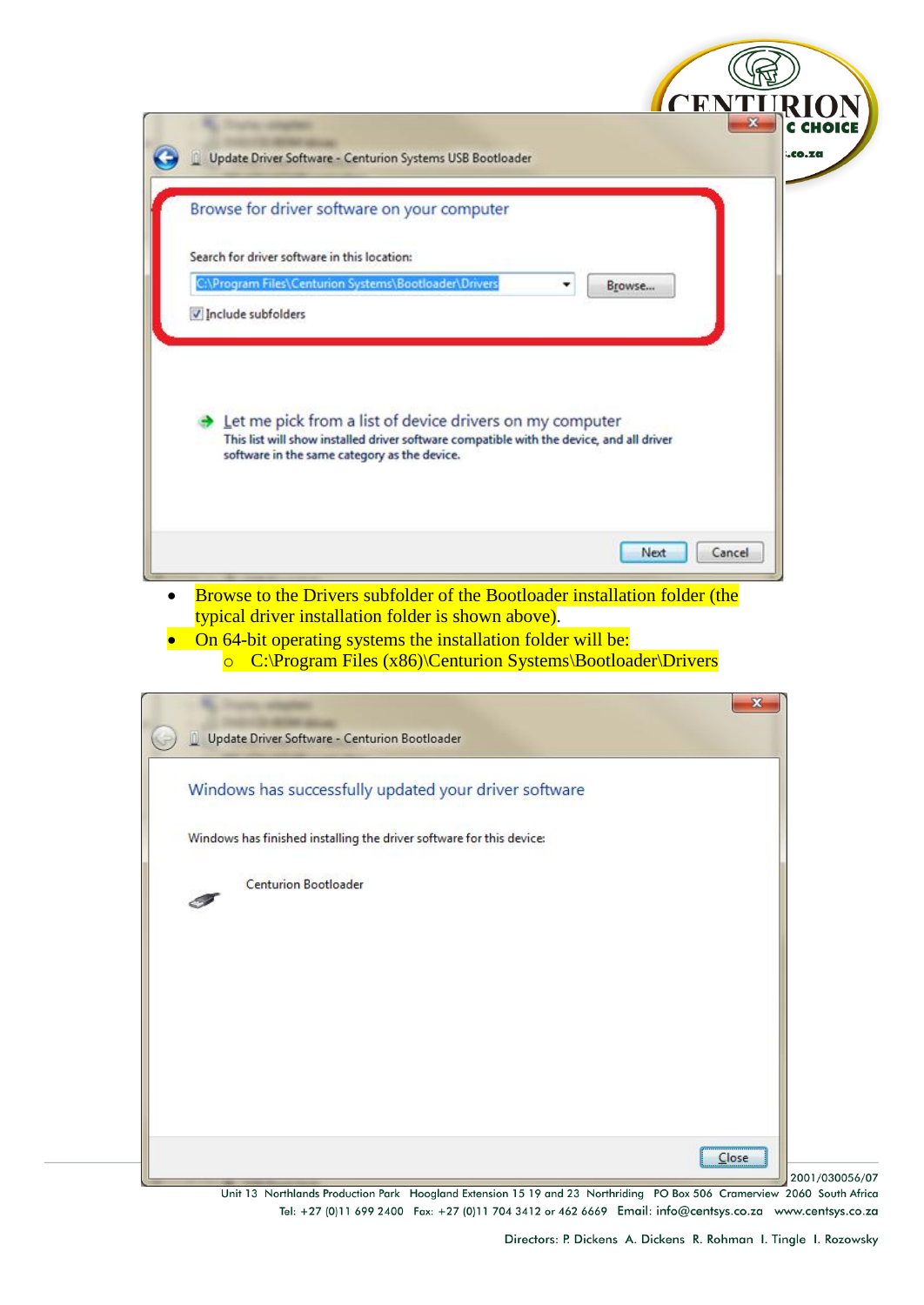- Browse to the Drivers subfolder of the Bootloader installation folder (the typical driver installation folder is shown above).
- On 64-bit operating systems the installation folder will be:
  - C:\Program Files (x86)\Centurion Systems\Bootloader\Drivers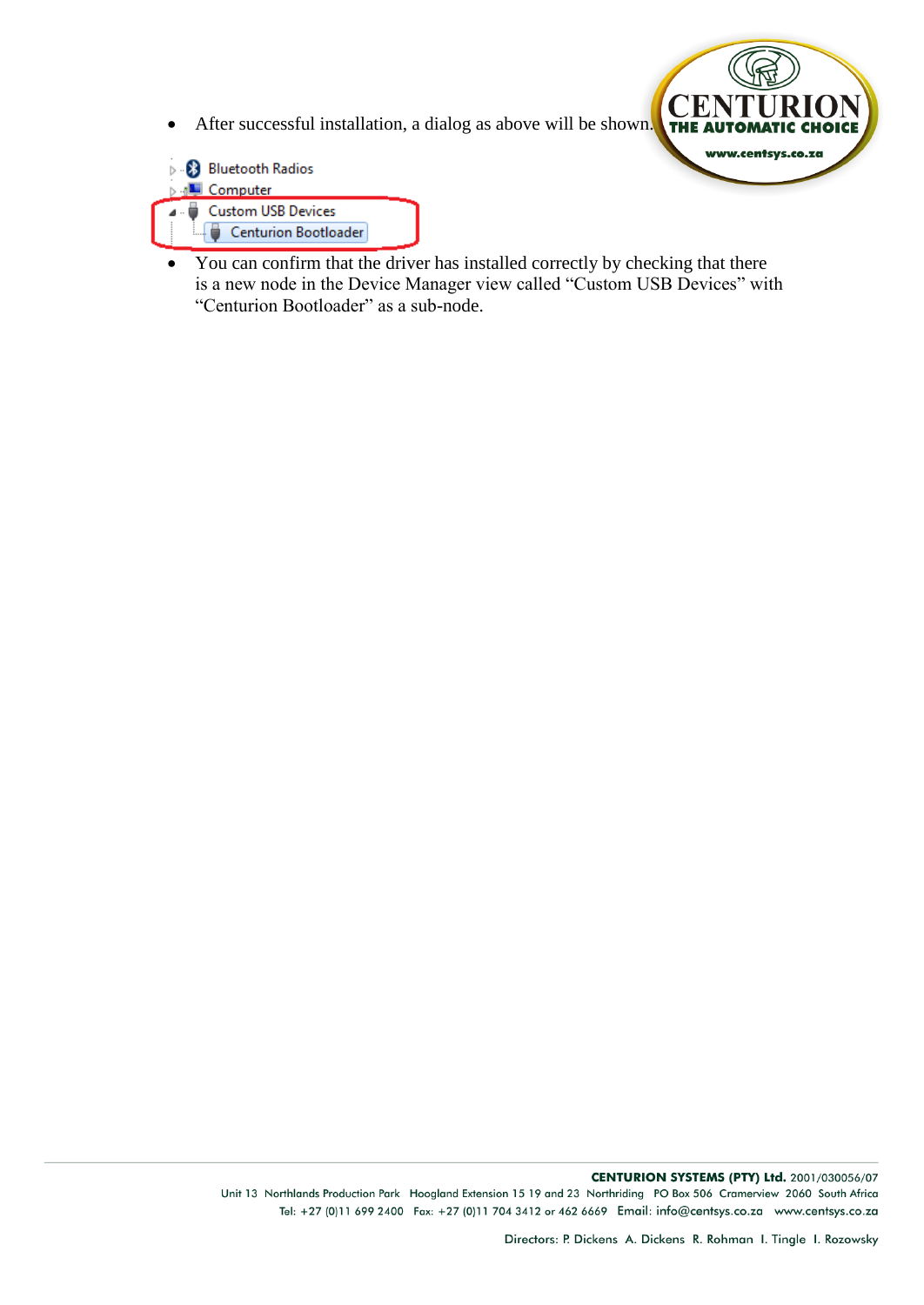- After successful installation, a dialog as above will be shown.

Bluetooth Radios
Computer
Custom USB Devices
Centurion Bootloader

- You can confirm that the driver has installed correctly by checking that there is a new node in the Device Manager view called “Custom USB Devices” with “Centurion Bootloader” as a sub-node.